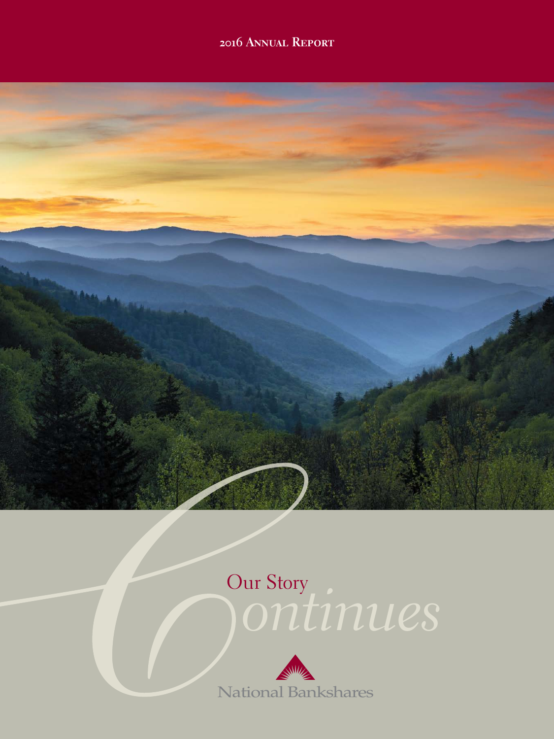# 2016 Annual Report

## Our Story Continues

National Bankshares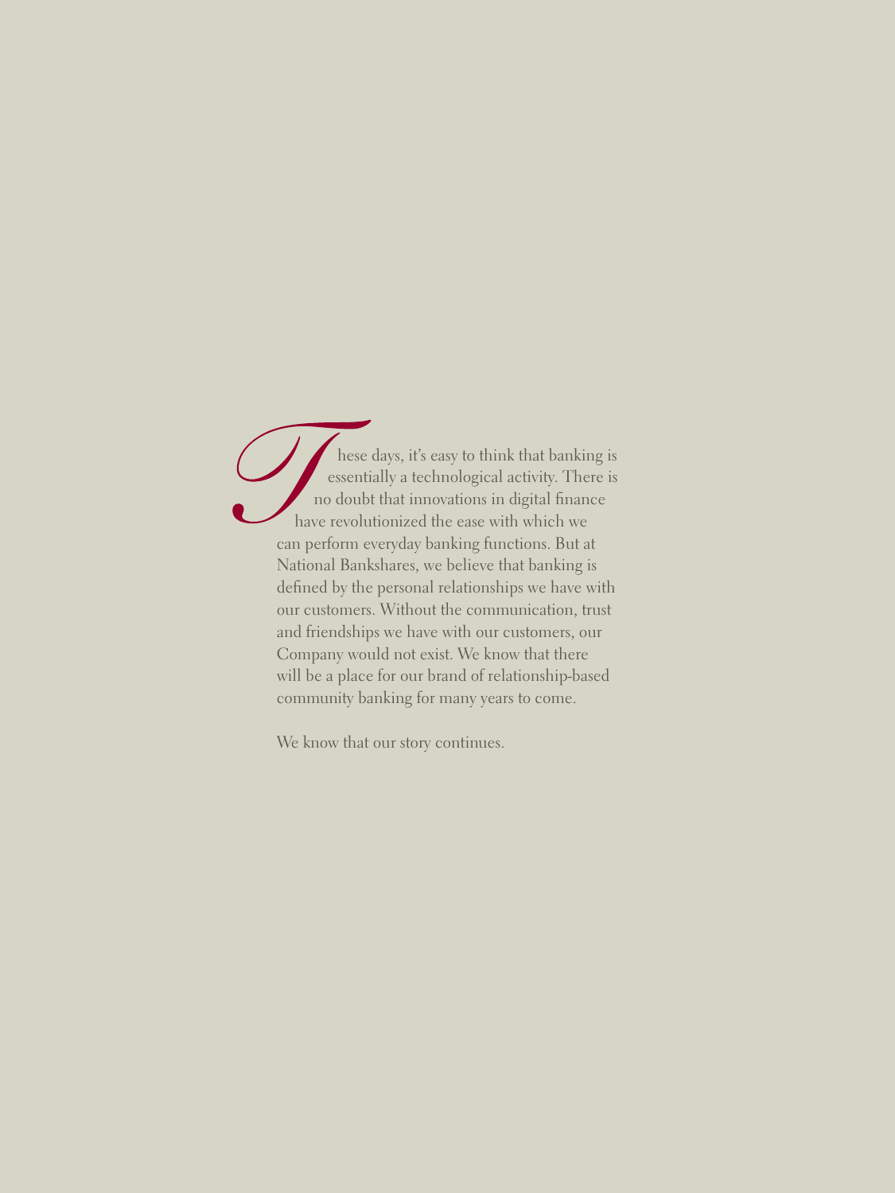These days, it's easy to think that banking is essentially a technological activity. There is no doubt that innovations in digital finance have revolutionized the ease with which we can perform everyday banking functions. But at National Bankshares, we believe that banking is defined by the personal relationships we have with our customers. Without the communication, trust and friendships we have with our customers, our Company would not exist. We know that there will be a place for our brand of relationship-based community banking for many years to come.

We know that our story continues.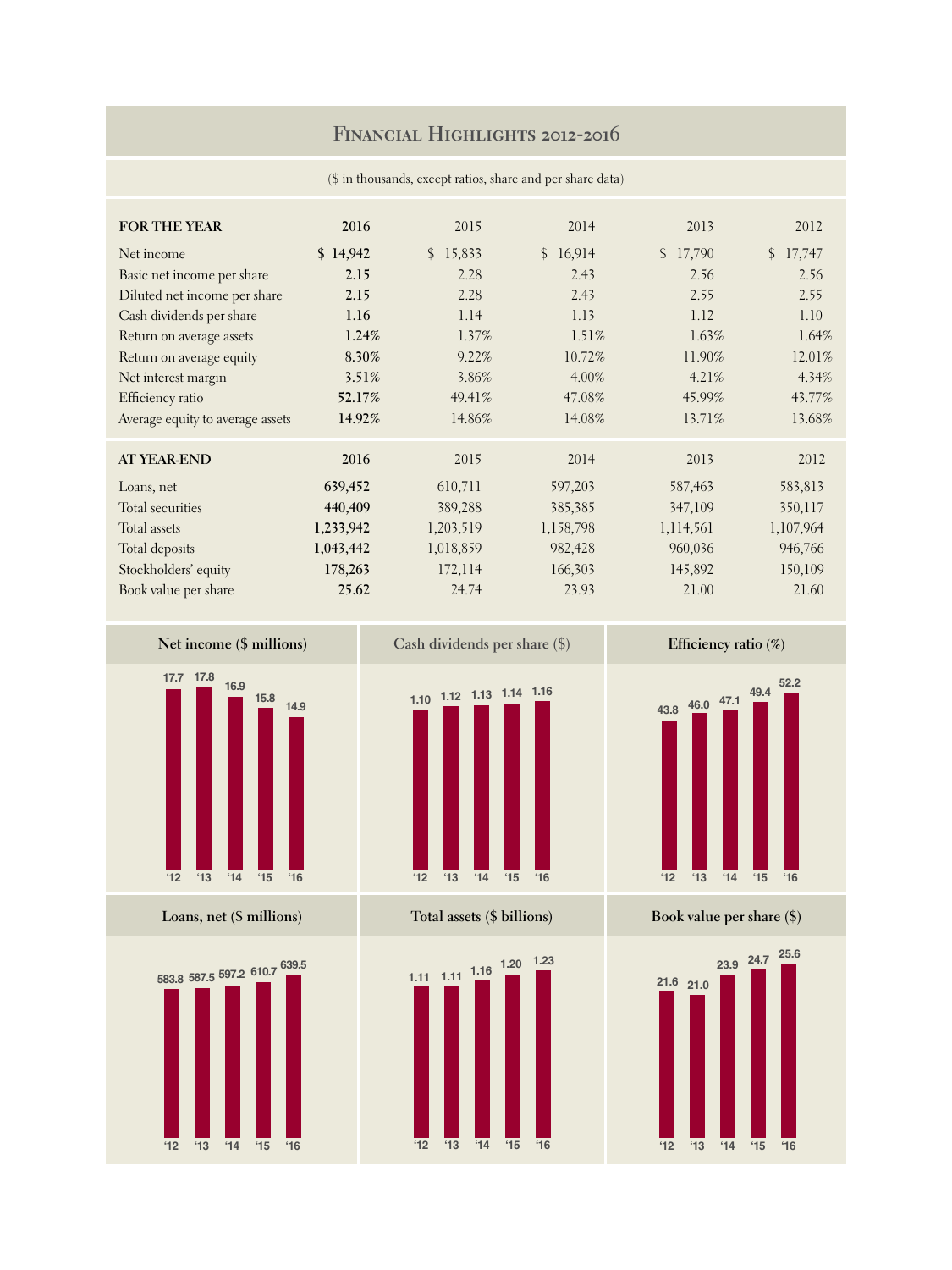# Financial Highlights 2012-2016

($ in thousands, except ratios, share and per share data)

| FOR THE YEAR | 2016 | 2015 | 2014 | 2013 | 2012 |
|---|---|---|---|---|---|
| Net income | $ 14,942 | $ 15,833 | $ 16,914 | $ 17,790 | $ 17,747 |
| Basic net income per share | 2.15 | 2.28 | 2.43 | 2.56 | 2.56 |
| Diluted net income per share | 2.15 | 2.28 | 2.43 | 2.55 | 2.55 |
| Cash dividends per share | 1.16 | 1.14 | 1.13 | 1.12 | 1.10 |
| Return on average assets | 1.24% | 1.37% | 1.51% | 1.63% | 1.64% |
| Return on average equity | 8.30% | 9.22% | 10.72% | 11.90% | 12.01% |
| Net interest margin | 3.51% | 3.86% | 4.00% | 4.21% | 4.34% |
| Efficiency ratio | 52.17% | 49.41% | 47.08% | 45.99% | 43.77% |
| Average equity to average assets | 14.92% | 14.86% | 14.08% | 13.71% | 13.68% |

| AT YEAR-END | 2016 | 2015 | 2014 | 2013 | 2012 |
|---|---|---|---|---|---|
| Loans, net | 639,452 | 610,711 | 597,203 | 587,463 | 583,813 |
| Total securities | 440,409 | 389,288 | 385,385 | 347,109 | 350,117 |
| Total assets | 1,233,942 | 1,203,519 | 1,158,798 | 1,114,561 | 1,107,964 |
| Total deposits | 1,043,442 | 1,018,859 | 982,428 | 960,036 | 946,766 |
| Stockholders' equity | 178,263 | 172,114 | 166,303 | 145,892 | 150,109 |
| Book value per share | 25.62 | 24.74 | 23.93 | 21.00 | 21.60 |

**Net income ($ millions)**

| '12 | '13 | '14 | '15 | '16 |
|---|---|---|---|---|
| 17.7 | 17.8 | 16.9 | 15.8 | 14.9 |

**Cash dividends per share ($)**

| '12 | '13 | '14 | '15 | '16 |
|---|---|---|---|---|
| 1.10 | 1.12 | 1.13 | 1.14 | 1.16 |

**Efficiency ratio (%)**

| '12 | '13 | '14 | '15 | '16 |
|---|---|---|---|---|
| 43.8 | 46.0 | 47.1 | 49.4 | 52.2 |

**Loans, net ($ millions)**

| '12 | '13 | '14 | '15 | '16 |
|---|---|---|---|---|
| 583.8 | 587.5 | 597.2 | 610.7 | 639.5 |

**Total assets ($ billions)**

| '12 | '13 | '14 | '15 | '16 |
|---|---|---|---|---|
| 1.11 | 1.11 | 1.16 | 1.20 | 1.23 |

**Book value per share ($)**

| '12 | '13 | '14 | '15 | '16 |
|---|---|---|---|---|
| 21.6 | 21.0 | 23.9 | 24.7 | 25.6 |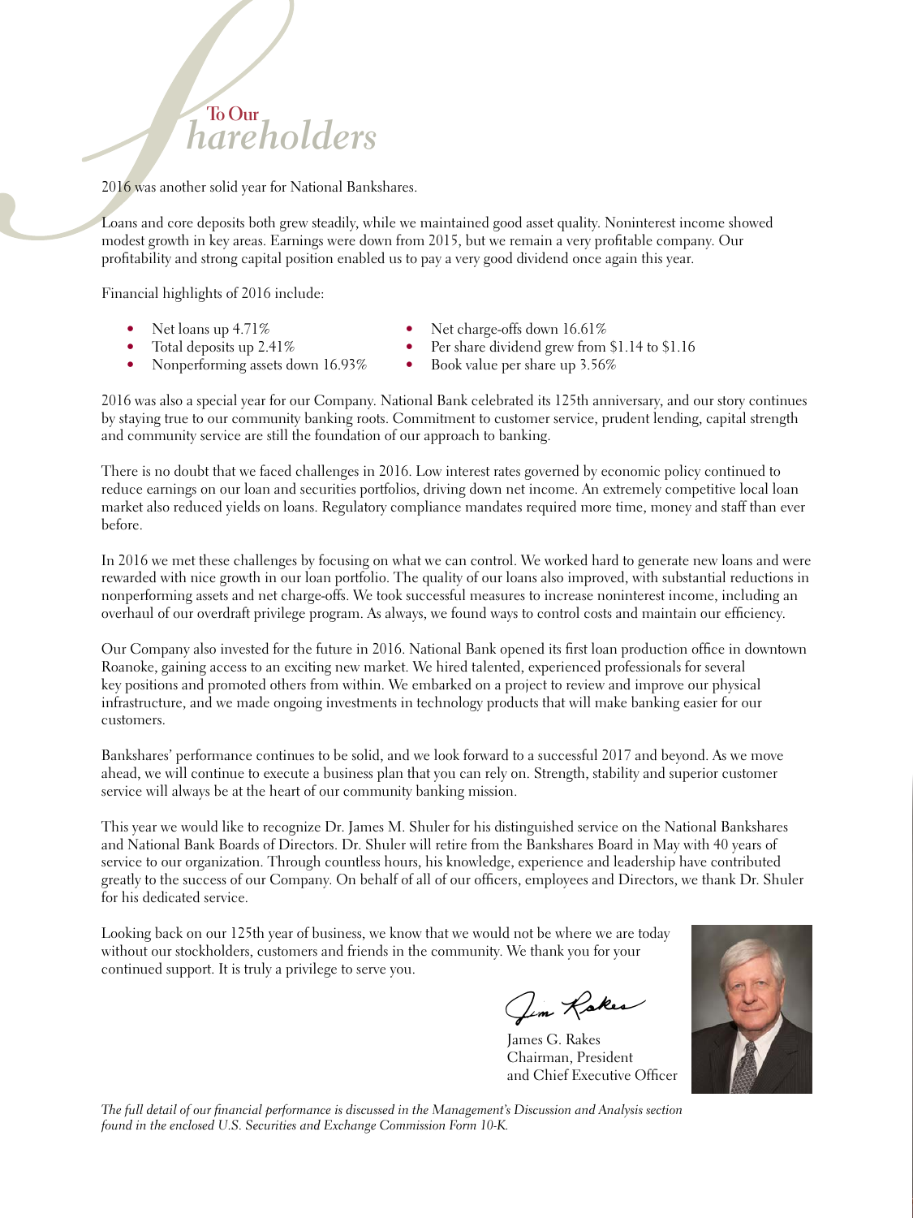# To Our Shareholders

2016 was another solid year for National Bankshares.

Loans and core deposits both grew steadily, while we maintained good asset quality. Noninterest income showed modest growth in key areas. Earnings were down from 2015, but we remain a very profitable company. Our profitability and strong capital position enabled us to pay a very good dividend once again this year.

Financial highlights of 2016 include:

- Net loans up 4.71%
- Total deposits up 2.41%
- Nonperforming assets down 16.93%
- Net charge-offs down 16.61%
- Per share dividend grew from $1.14 to $1.16
- Book value per share up 3.56%

2016 was also a special year for our Company. National Bank celebrated its 125th anniversary, and our story continues by staying true to our community banking roots. Commitment to customer service, prudent lending, capital strength and community service are still the foundation of our approach to banking.

There is no doubt that we faced challenges in 2016. Low interest rates governed by economic policy continued to reduce earnings on our loan and securities portfolios, driving down net income. An extremely competitive local loan market also reduced yields on loans. Regulatory compliance mandates required more time, money and staff than ever before.

In 2016 we met these challenges by focusing on what we can control. We worked hard to generate new loans and were rewarded with nice growth in our loan portfolio. The quality of our loans also improved, with substantial reductions in nonperforming assets and net charge-offs. We took successful measures to increase noninterest income, including an overhaul of our overdraft privilege program. As always, we found ways to control costs and maintain our efficiency.

Our Company also invested for the future in 2016. National Bank opened its first loan production office in downtown Roanoke, gaining access to an exciting new market. We hired talented, experienced professionals for several key positions and promoted others from within. We embarked on a project to review and improve our physical infrastructure, and we made ongoing investments in technology products that will make banking easier for our customers.

Bankshares' performance continues to be solid, and we look forward to a successful 2017 and beyond. As we move ahead, we will continue to execute a business plan that you can rely on. Strength, stability and superior customer service will always be at the heart of our community banking mission.

This year we would like to recognize Dr. James M. Shuler for his distinguished service on the National Bankshares and National Bank Boards of Directors. Dr. Shuler will retire from the Bankshares Board in May with 40 years of service to our organization. Through countless hours, his knowledge, experience and leadership have contributed greatly to the success of our Company. On behalf of all of our officers, employees and Directors, we thank Dr. Shuler for his dedicated service.

Looking back on our 125th year of business, we know that we would not be where we are today without our stockholders, customers and friends in the community. We thank you for your continued support. It is truly a privilege to serve you.

Jim Rakes

James G. Rakes
Chairman, President
and Chief Executive Officer

*The full detail of our financial performance is discussed in the Management's Discussion and Analysis section found in the enclosed U.S. Securities and Exchange Commission Form 10-K.*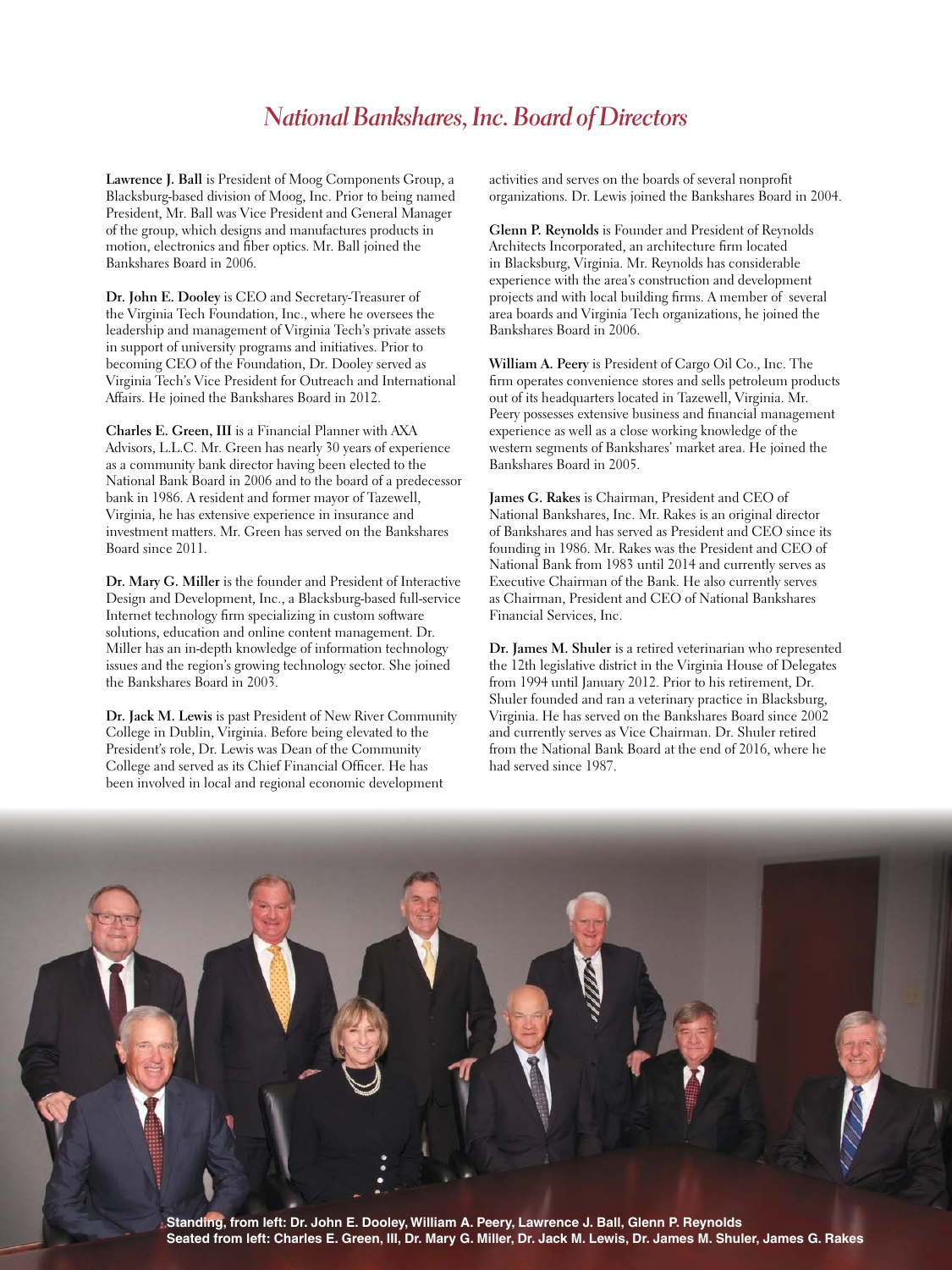# *National Bankshares, Inc. Board of Directors*

**Lawrence J. Ball** is President of Moog Components Group, a Blacksburg-based division of Moog, Inc. Prior to being named President, Mr. Ball was Vice President and General Manager of the group, which designs and manufactures products in motion, electronics and fiber optics. Mr. Ball joined the Bankshares Board in 2006.

**Dr. John E. Dooley** is CEO and Secretary-Treasurer of the Virginia Tech Foundation, Inc., where he oversees the leadership and management of Virginia Tech's private assets in support of university programs and initiatives. Prior to becoming CEO of the Foundation, Dr. Dooley served as Virginia Tech's Vice President for Outreach and International Affairs. He joined the Bankshares Board in 2012.

**Charles E. Green, III** is a Financial Planner with AXA Advisors, L.L.C. Mr. Green has nearly 30 years of experience as a community bank director having been elected to the National Bank Board in 2006 and to the board of a predecessor bank in 1986. A resident and former mayor of Tazewell, Virginia, he has extensive experience in insurance and investment matters. Mr. Green has served on the Bankshares Board since 2011.

**Dr. Mary G. Miller** is the founder and President of Interactive Design and Development, Inc., a Blacksburg-based full-service Internet technology firm specializing in custom software solutions, education and online content management. Dr. Miller has an in-depth knowledge of information technology issues and the region's growing technology sector. She joined the Bankshares Board in 2003.

**Dr. Jack M. Lewis** is past President of New River Community College in Dublin, Virginia. Before being elevated to the President's role, Dr. Lewis was Dean of the Community College and served as its Chief Financial Officer. He has been involved in local and regional economic development activities and serves on the boards of several nonprofit organizations. Dr. Lewis joined the Bankshares Board in 2004.

**Glenn P. Reynolds** is Founder and President of Reynolds Architects Incorporated, an architecture firm located in Blacksburg, Virginia. Mr. Reynolds has considerable experience with the area's construction and development projects and with local building firms. A member of several area boards and Virginia Tech organizations, he joined the Bankshares Board in 2006.

**William A. Peery** is President of Cargo Oil Co., Inc. The firm operates convenience stores and sells petroleum products out of its headquarters located in Tazewell, Virginia. Mr. Peery possesses extensive business and financial management experience as well as a close working knowledge of the western segments of Bankshares' market area. He joined the Bankshares Board in 2005.

**James G. Rakes** is Chairman, President and CEO of National Bankshares, Inc. Mr. Rakes is an original director of Bankshares and has served as President and CEO since its founding in 1986. Mr. Rakes was the President and CEO of National Bank from 1983 until 2014 and currently serves as Executive Chairman of the Bank. He also currently serves as Chairman, President and CEO of National Bankshares Financial Services, Inc.

**Dr. James M. Shuler** is a retired veterinarian who represented the 12th legislative district in the Virginia House of Delegates from 1994 until January 2012. Prior to his retirement, Dr. Shuler founded and ran a veterinary practice in Blacksburg, Virginia. He has served on the Bankshares Board since 2002 and currently serves as Vice Chairman. Dr. Shuler retired from the National Bank Board at the end of 2016, where he had served since 1987.

**Standing, from left: Dr. John E. Dooley, William A. Peery, Lawrence J. Ball, Glenn P. Reynolds**
**Seated from left: Charles E. Green, III, Dr. Mary G. Miller, Dr. Jack M. Lewis, Dr. James M. Shuler, James G. Rakes**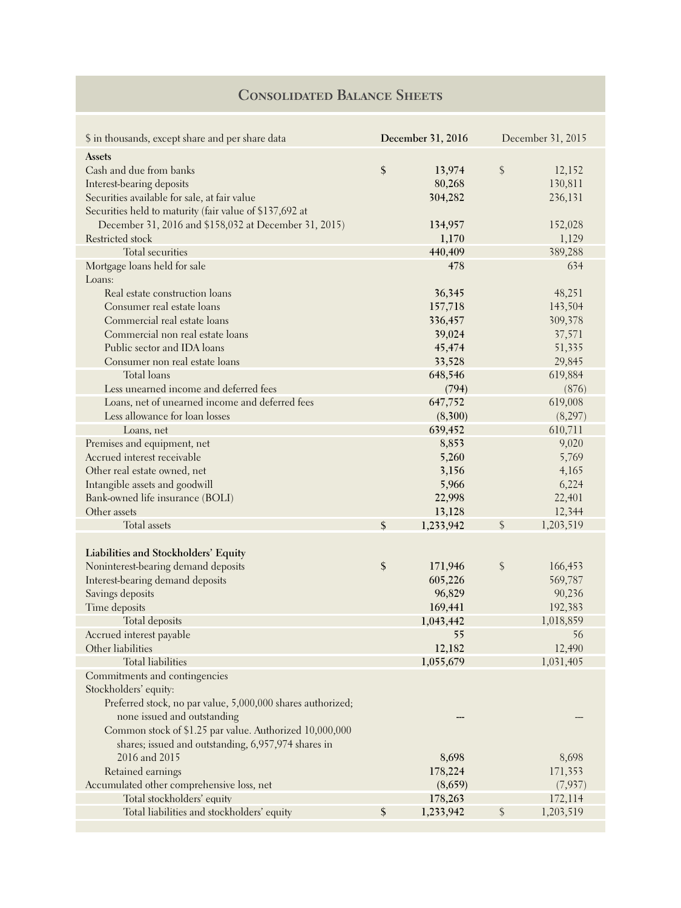## Consolidated Balance Sheets

| $ in thousands, except share and per share data | December 31, 2016 | December 31, 2015 |
|---|---|---|
| **Assets** | | |
| Cash and due from banks | $ 13,974 | $ 12,152 |
| Interest-bearing deposits | 80,268 | 130,811 |
| Securities available for sale, at fair value | 304,282 | 236,131 |
| Securities held to maturity (fair value of $137,692 at December 31, 2016 and $158,032 at December 31, 2015) | 134,957 | 152,028 |
| Restricted stock | 1,170 | 1,129 |
| Total securities | 440,409 | 389,288 |
| Mortgage loans held for sale | 478 | 634 |
| Loans: | | |
| Real estate construction loans | 36,345 | 48,251 |
| Consumer real estate loans | 157,718 | 143,504 |
| Commercial real estate loans | 336,457 | 309,378 |
| Commercial non real estate loans | 39,024 | 37,571 |
| Public sector and IDA loans | 45,474 | 51,335 |
| Consumer non real estate loans | 33,528 | 29,845 |
| Total loans | 648,546 | 619,884 |
| Less unearned income and deferred fees | (794) | (876) |
| Loans, net of unearned income and deferred fees | 647,752 | 619,008 |
| Less allowance for loan losses | (8,300) | (8,297) |
| Loans, net | 639,452 | 610,711 |
| Premises and equipment, net | 8,853 | 9,020 |
| Accrued interest receivable | 5,260 | 5,769 |
| Other real estate owned, net | 3,156 | 4,165 |
| Intangible assets and goodwill | 5,966 | 6,224 |
| Bank-owned life insurance (BOLI) | 22,998 | 22,401 |
| Other assets | 13,128 | 12,344 |
| Total assets | $ 1,233,942 | $ 1,203,519 |
| | | |
| **Liabilities and Stockholders' Equity** | | |
| Noninterest-bearing demand deposits | $ 171,946 | $ 166,453 |
| Interest-bearing demand deposits | 605,226 | 569,787 |
| Savings deposits | 96,829 | 90,236 |
| Time deposits | 169,441 | 192,383 |
| Total deposits | 1,043,442 | 1,018,859 |
| Accrued interest payable | 55 | 56 |
| Other liabilities | 12,182 | 12,490 |
| Total liabilities | 1,055,679 | 1,031,405 |
| Commitments and contingencies | | |
| Stockholders' equity: | | |
| Preferred stock, no par value, 5,000,000 shares authorized; none issued and outstanding | --- | --- |
| Common stock of $1.25 par value. Authorized 10,000,000 shares; issued and outstanding, 6,957,974 shares in 2016 and 2015 | 8,698 | 8,698 |
| Retained earnings | 178,224 | 171,353 |
| Accumulated other comprehensive loss, net | (8,659) | (7,937) |
| Total stockholders' equity | 178,263 | 172,114 |
| Total liabilities and stockholders' equity | $ 1,233,942 | $ 1,203,519 |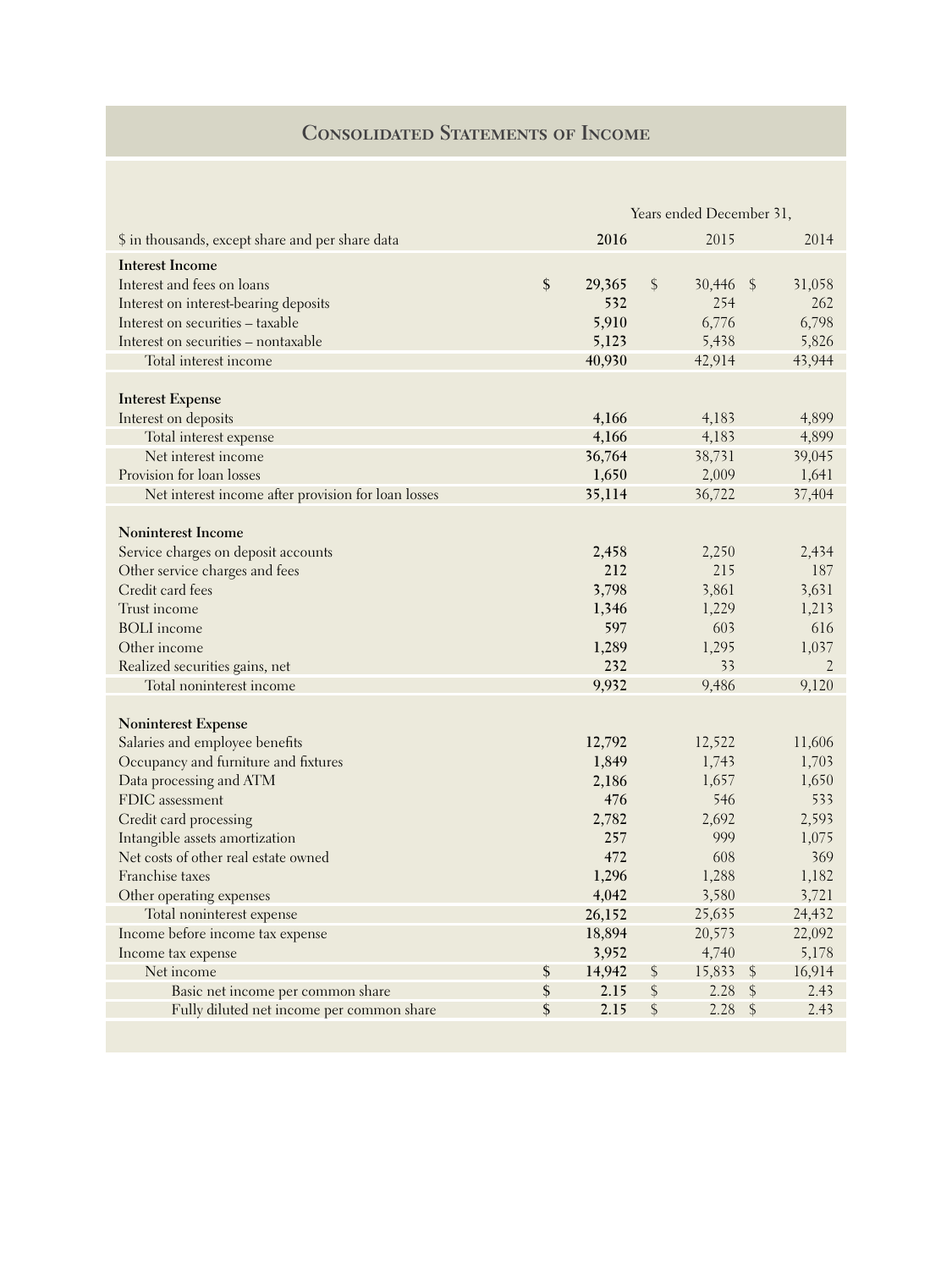# Consolidated Statements of Income

| $ in thousands, except share and per share data | Years ended December 31, 2016 | 2015 | 2014 |
|---|---|---|---|
| **Interest Income** | | | |
| Interest and fees on loans | $ 29,365 | $ 30,446 | $ 31,058 |
| Interest on interest-bearing deposits | 532 | 254 | 262 |
| Interest on securities – taxable | 5,910 | 6,776 | 6,798 |
| Interest on securities – nontaxable | 5,123 | 5,438 | 5,826 |
| Total interest income | 40,930 | 42,914 | 43,944 |
| **Interest Expense** | | | |
| Interest on deposits | 4,166 | 4,183 | 4,899 |
| Total interest expense | 4,166 | 4,183 | 4,899 |
| Net interest income | 36,764 | 38,731 | 39,045 |
| Provision for loan losses | 1,650 | 2,009 | 1,641 |
| Net interest income after provision for loan losses | 35,114 | 36,722 | 37,404 |
| **Noninterest Income** | | | |
| Service charges on deposit accounts | 2,458 | 2,250 | 2,434 |
| Other service charges and fees | 212 | 215 | 187 |
| Credit card fees | 3,798 | 3,861 | 3,631 |
| Trust income | 1,346 | 1,229 | 1,213 |
| BOLI income | 597 | 603 | 616 |
| Other income | 1,289 | 1,295 | 1,037 |
| Realized securities gains, net | 232 | 33 | 2 |
| Total noninterest income | 9,932 | 9,486 | 9,120 |
| **Noninterest Expense** | | | |
| Salaries and employee benefits | 12,792 | 12,522 | 11,606 |
| Occupancy and furniture and fixtures | 1,849 | 1,743 | 1,703 |
| Data processing and ATM | 2,186 | 1,657 | 1,650 |
| FDIC assessment | 476 | 546 | 533 |
| Credit card processing | 2,782 | 2,692 | 2,593 |
| Intangible assets amortization | 257 | 999 | 1,075 |
| Net costs of other real estate owned | 472 | 608 | 369 |
| Franchise taxes | 1,296 | 1,288 | 1,182 |
| Other operating expenses | 4,042 | 3,580 | 3,721 |
| Total noninterest expense | 26,152 | 25,635 | 24,432 |
| Income before income tax expense | 18,894 | 20,573 | 22,092 |
| Income tax expense | 3,952 | 4,740 | 5,178 |
| Net income | $ 14,942 | $ 15,833 | $ 16,914 |
| Basic net income per common share | $ 2.15 | $ 2.28 | $ 2.43 |
| Fully diluted net income per common share | $ 2.15 | $ 2.28 | $ 2.43 |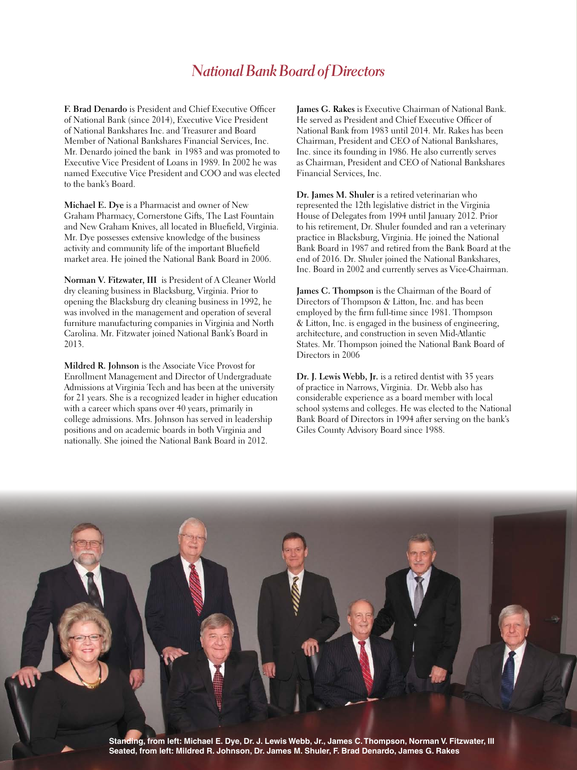# *National Bank Board of Directors*

**F. Brad Denardo** is President and Chief Executive Officer of National Bank (since 2014), Executive Vice President of National Bankshares Inc. and Treasurer and Board Member of National Bankshares Financial Services, Inc. Mr. Denardo joined the bank in 1983 and was promoted to Executive Vice President of Loans in 1989. In 2002 he was named Executive Vice President and COO and was elected to the bank's Board.

**Michael E. Dye** is a Pharmacist and owner of New Graham Pharmacy, Cornerstone Gifts, The Last Fountain and New Graham Knives, all located in Bluefield, Virginia. Mr. Dye possesses extensive knowledge of the business activity and community life of the important Bluefield market area. He joined the National Bank Board in 2006.

**Norman V. Fitzwater, III** is President of A Cleaner World dry cleaning business in Blacksburg, Virginia. Prior to opening the Blacksburg dry cleaning business in 1992, he was involved in the management and operation of several furniture manufacturing companies in Virginia and North Carolina. Mr. Fitzwater joined National Bank's Board in 2013.

**Mildred R. Johnson** is the Associate Vice Provost for Enrollment Management and Director of Undergraduate Admissions at Virginia Tech and has been at the university for 21 years. She is a recognized leader in higher education with a career which spans over 40 years, primarily in college admissions. Mrs. Johnson has served in leadership positions and on academic boards in both Virginia and nationally. She joined the National Bank Board in 2012.

**James G. Rakes** is Executive Chairman of National Bank. He served as President and Chief Executive Officer of National Bank from 1983 until 2014. Mr. Rakes has been Chairman, President and CEO of National Bankshares, Inc. since its founding in 1986. He also currently serves as Chairman, President and CEO of National Bankshares Financial Services, Inc.

**Dr. James M. Shuler** is a retired veterinarian who represented the 12th legislative district in the Virginia House of Delegates from 1994 until January 2012. Prior to his retirement, Dr. Shuler founded and ran a veterinary practice in Blacksburg, Virginia. He joined the National Bank Board in 1987 and retired from the Bank Board at the end of 2016. Dr. Shuler joined the National Bankshares, Inc. Board in 2002 and currently serves as Vice-Chairman.

**James C. Thompson** is the Chairman of the Board of Directors of Thompson & Litton, Inc. and has been employed by the firm full-time since 1981. Thompson & Litton, Inc. is engaged in the business of engineering, architecture, and construction in seven Mid-Atlantic States. Mr. Thompson joined the National Bank Board of Directors in 2006

**Dr. J. Lewis Webb, Jr.** is a retired dentist with 35 years of practice in Narrows, Virginia. Dr. Webb also has considerable experience as a board member with local school systems and colleges. He was elected to the National Bank Board of Directors in 1994 after serving on the bank's Giles County Advisory Board since 1988.

**Standing, from left: Michael E. Dye, Dr. J. Lewis Webb, Jr., James C. Thompson, Norman V. Fitzwater, III**
**Seated, from left: Mildred R. Johnson, Dr. James M. Shuler, F. Brad Denardo, James G. Rakes**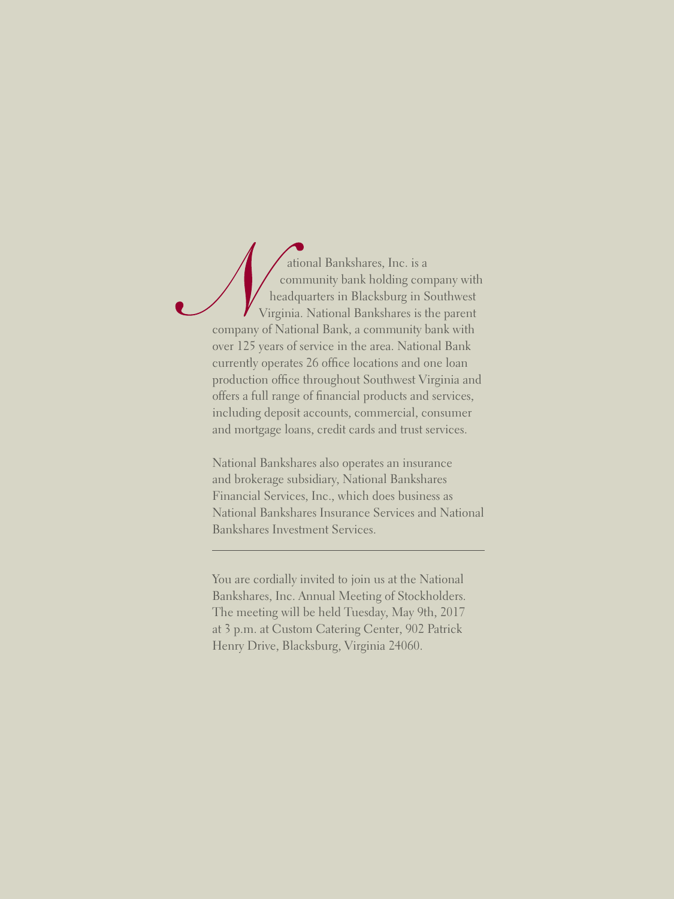National Bankshares, Inc. is a community bank holding company with headquarters in Blacksburg in Southwest Virginia. National Bankshares is the parent company of National Bank, a community bank with over 125 years of service in the area. National Bank currently operates 26 office locations and one loan production office throughout Southwest Virginia and offers a full range of financial products and services, including deposit accounts, commercial, consumer and mortgage loans, credit cards and trust services.

National Bankshares also operates an insurance and brokerage subsidiary, National Bankshares Financial Services, Inc., which does business as National Bankshares Insurance Services and National Bankshares Investment Services.

---

You are cordially invited to join us at the National Bankshares, Inc. Annual Meeting of Stockholders. The meeting will be held Tuesday, May 9th, 2017 at 3 p.m. at Custom Catering Center, 902 Patrick Henry Drive, Blacksburg, Virginia 24060.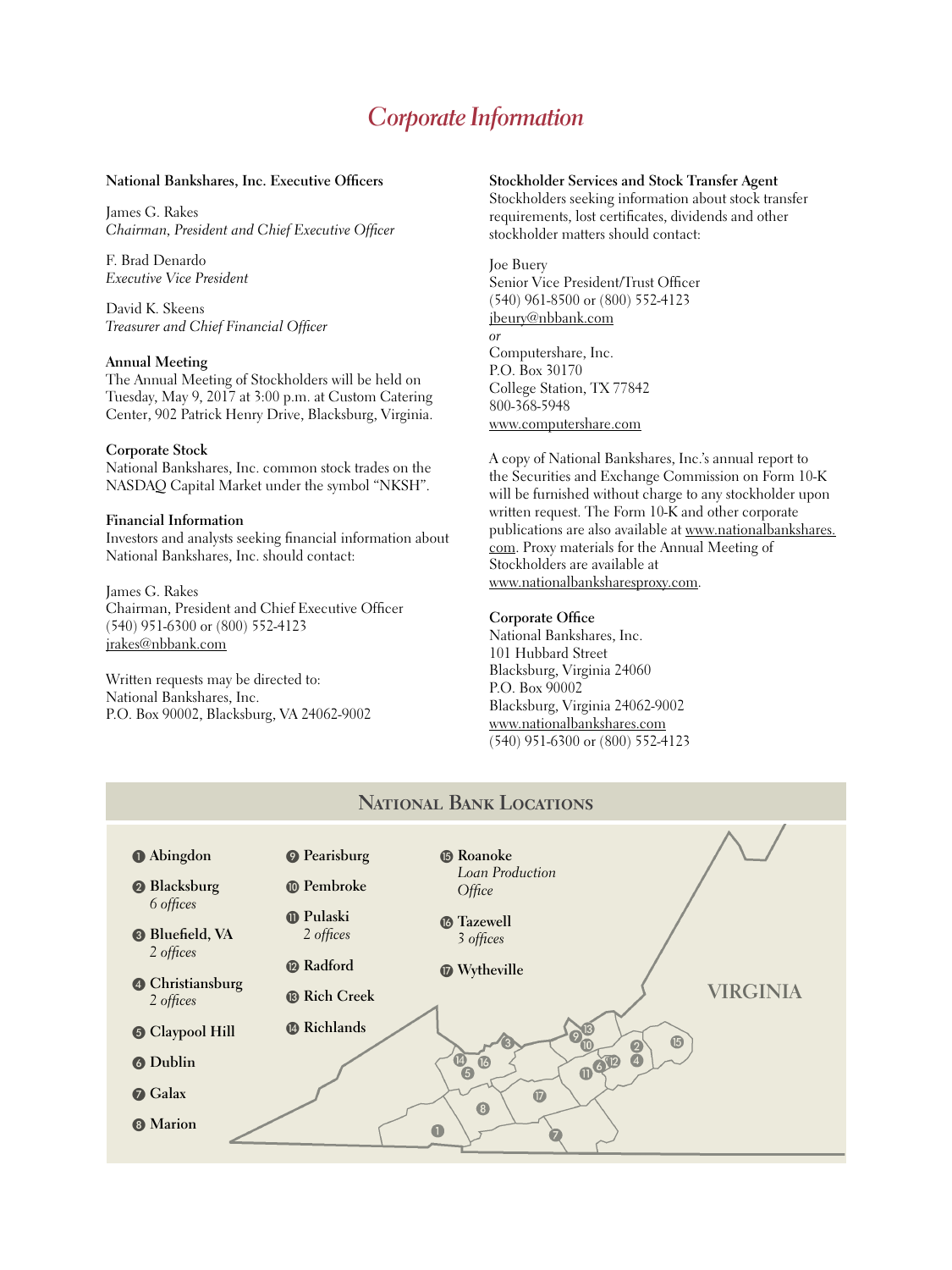# Corporate Information

**National Bankshares, Inc. Executive Officers**

James G. Rakes
*Chairman, President and Chief Executive Officer*

F. Brad Denardo
*Executive Vice President*

David K. Skeens
*Treasurer and Chief Financial Officer*

**Annual Meeting**
The Annual Meeting of Stockholders will be held on Tuesday, May 9, 2017 at 3:00 p.m. at Custom Catering Center, 902 Patrick Henry Drive, Blacksburg, Virginia.

**Corporate Stock**
National Bankshares, Inc. common stock trades on the NASDAQ Capital Market under the symbol "NKSH".

**Financial Information**
Investors and analysts seeking financial information about National Bankshares, Inc. should contact:

James G. Rakes
Chairman, President and Chief Executive Officer
(540) 951-6300 or (800) 552-4123
jrakes@nbbank.com

Written requests may be directed to:
National Bankshares, Inc.
P.O. Box 90002, Blacksburg, VA 24062-9002

**Stockholder Services and Stock Transfer Agent**
Stockholders seeking information about stock transfer requirements, lost certificates, dividends and other stockholder matters should contact:

Joe Beury
Senior Vice President/Trust Officer
(540) 961-8500 or (800) 552-4123
jbeury@nbbank.com
*or*
Computershare, Inc.
P.O. Box 30170
College Station, TX 77842
800-368-5948
www.computershare.com

A copy of National Bankshares, Inc.'s annual report to the Securities and Exchange Commission on Form 10-K will be furnished without charge to any stockholder upon written request. The Form 10-K and other corporate publications are also available at www.nationalbankshares.com. Proxy materials for the Annual Meeting of Stockholders are available at www.nationalbanksharesproxy.com.

**Corporate Office**
National Bankshares, Inc.
101 Hubbard Street
Blacksburg, Virginia 24060
P.O. Box 90002
Blacksburg, Virginia 24062-9002
www.nationalbankshares.com
(540) 951-6300 or (800) 552-4123

## National Bank Locations

1. Abingdon
2. Blacksburg *6 offices*
3. Bluefield, VA *2 offices*
4. Christiansburg *2 offices*
5. Claypool Hill
6. Dublin
7. Galax
8. Marion
9. Pearisburg
10. Pembroke
11. Pulaski *2 offices*
12. Radford
13. Rich Creek
14. Richlands
15. Roanoke *Loan Production Office*
16. Tazewell *3 offices*
17. Wytheville

VIRGINIA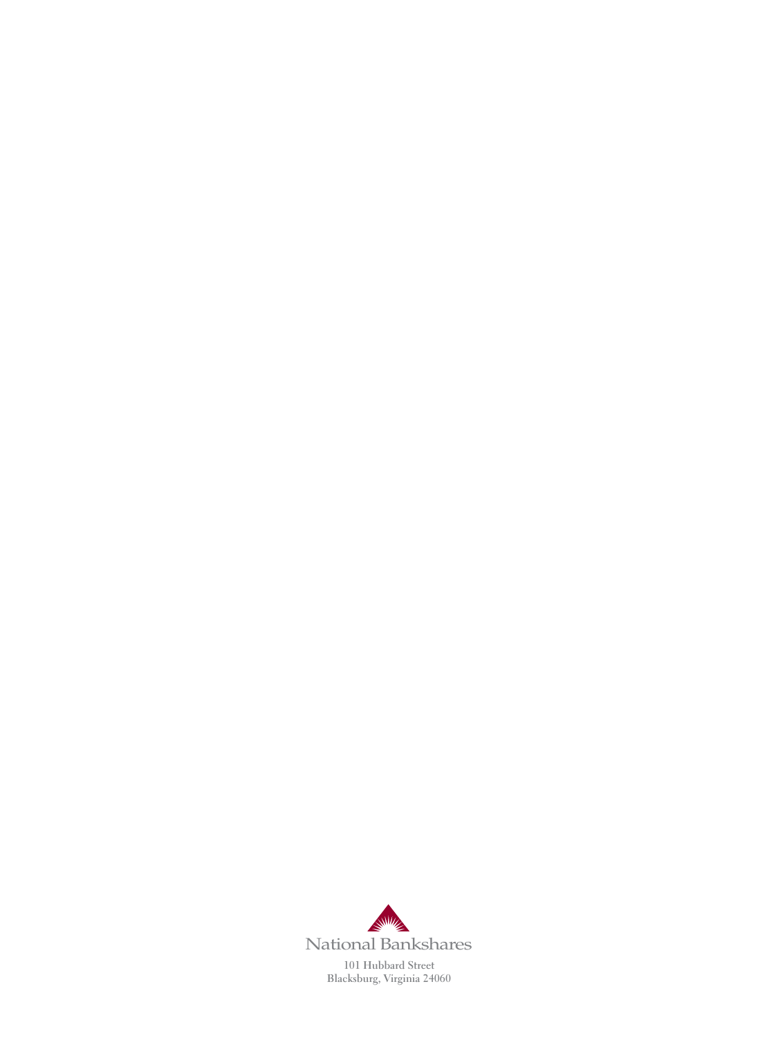National Bankshares

101 Hubbard Street
Blacksburg, Virginia 24060